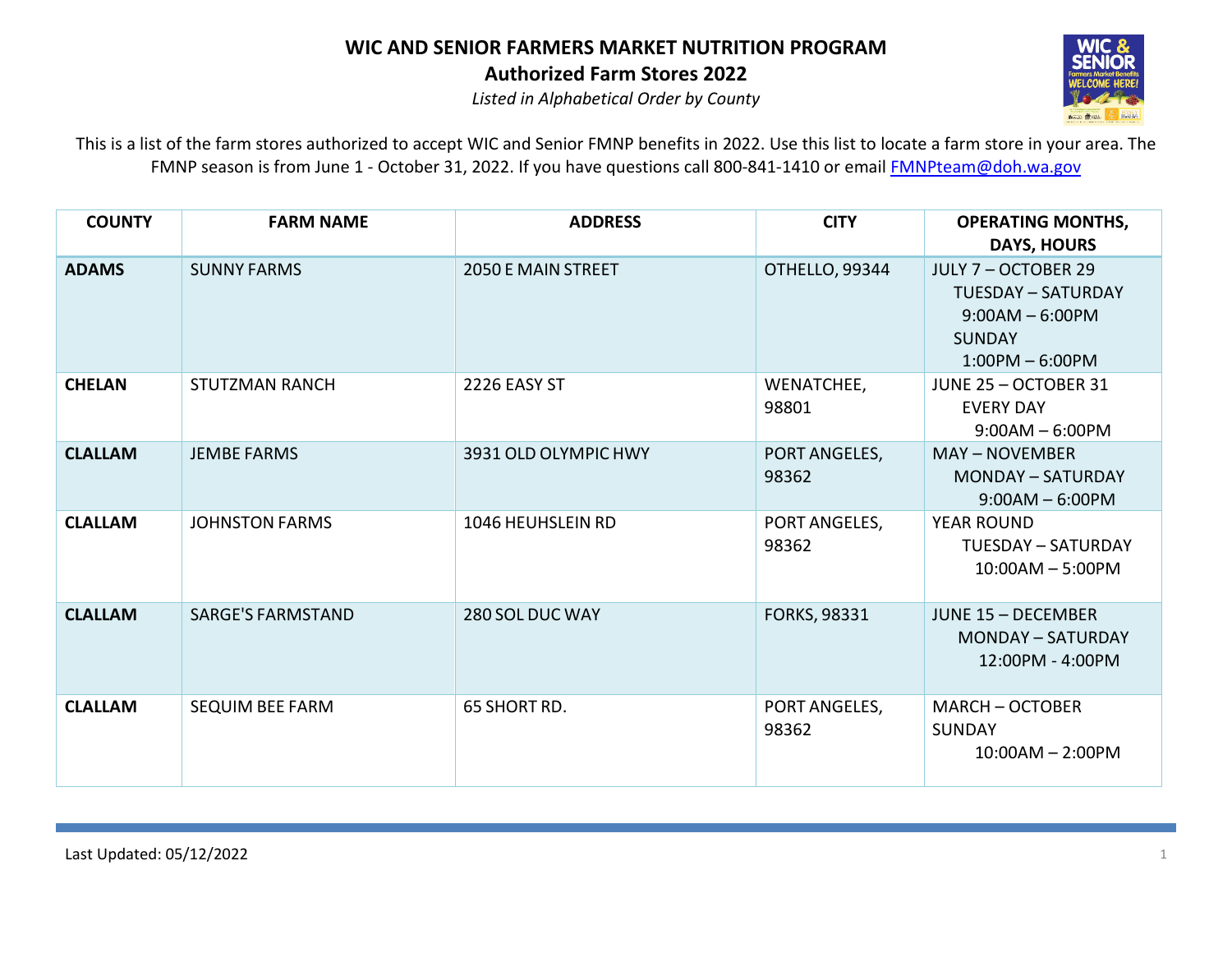# WIC AND SENIOR FARMERS MARKET NUTRITION PROGRAM

## Authorized Farm Stores 2022

*Listed in Alphabetical Order by County*

This is a list of the farm stores authorized to accept WIC and Senior FMNP benefits in 2022. Use this list to locate a farm store in your area. The FMNP season is from June 1 - October 31, 2022. If you have questions call 800-841-1410 or email FMNPteam@doh.wa.gov

| COUNTY | FARM NAME | ADDRESS | CITY | OPERATING MONTHS, DAYS, HOURS |
|---|---|---|---|---|
| **ADAMS** | SUNNY FARMS | 2050 E MAIN STREET | OTHELLO, 99344 | JULY 7 – OCTOBER 29<br>TUESDAY – SATURDAY<br>9:00AM – 6:00PM<br>SUNDAY<br>1:00PM – 6:00PM |
| **CHELAN** | STUTZMAN RANCH | 2226 EASY ST | WENATCHEE, 98801 | JUNE 25 – OCTOBER 31<br>EVERY DAY<br>9:00AM – 6:00PM |
| **CLALLAM** | JEMBE FARMS | 3931 OLD OLYMPIC HWY | PORT ANGELES, 98362 | MAY – NOVEMBER<br>MONDAY – SATURDAY<br>9:00AM – 6:00PM |
| **CLALLAM** | JOHNSTON FARMS | 1046 HEUHSLEIN RD | PORT ANGELES, 98362 | YEAR ROUND<br>TUESDAY – SATURDAY<br>10:00AM – 5:00PM |
| **CLALLAM** | SARGE'S FARMSTAND | 280 SOL DUC WAY | FORKS, 98331 | JUNE 15 – DECEMBER<br>MONDAY – SATURDAY<br>12:00PM - 4:00PM |
| **CLALLAM** | SEQUIM BEE FARM | 65 SHORT RD. | PORT ANGELES, 98362 | MARCH – OCTOBER<br>SUNDAY<br>10:00AM – 2:00PM |

Last Updated: 05/12/2022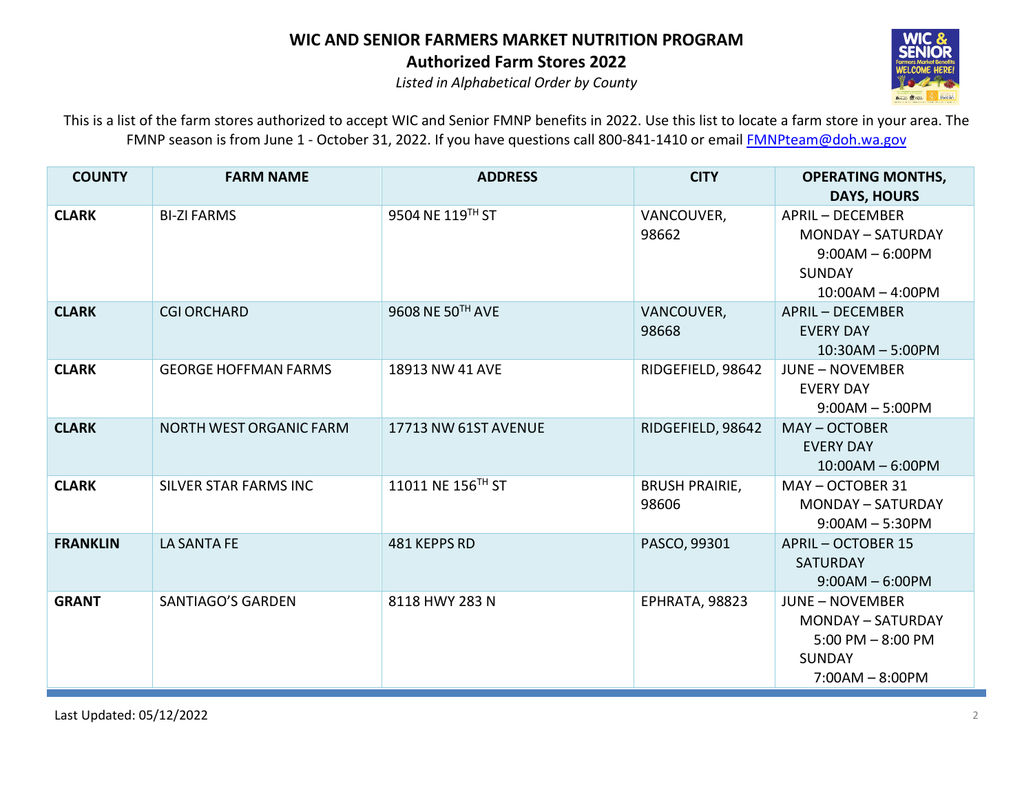# WIC AND SENIOR FARMERS MARKET NUTRITION PROGRAM

## Authorized Farm Stores 2022

*Listed in Alphabetical Order by County*

This is a list of the farm stores authorized to accept WIC and Senior FMNP benefits in 2022. Use this list to locate a farm store in your area. The FMNP season is from June 1 - October 31, 2022. If you have questions call 800-841-1410 or email FMNPteam@doh.wa.gov

| COUNTY | FARM NAME | ADDRESS | CITY | OPERATING MONTHS, DAYS, HOURS |
|---|---|---|---|---|
| **CLARK** | BI-ZI FARMS | 9504 NE 119TH ST | VANCOUVER, 98662 | APRIL – DECEMBER<br>MONDAY – SATURDAY<br>9:00AM – 6:00PM<br>SUNDAY<br>10:00AM – 4:00PM |
| **CLARK** | CGI ORCHARD | 9608 NE 50TH AVE | VANCOUVER, 98668 | APRIL – DECEMBER<br>EVERY DAY<br>10:30AM – 5:00PM |
| **CLARK** | GEORGE HOFFMAN FARMS | 18913 NW 41 AVE | RIDGEFIELD, 98642 | JUNE – NOVEMBER<br>EVERY DAY<br>9:00AM – 5:00PM |
| **CLARK** | NORTH WEST ORGANIC FARM | 17713 NW 61ST AVENUE | RIDGEFIELD, 98642 | MAY – OCTOBER<br>EVERY DAY<br>10:00AM – 6:00PM |
| **CLARK** | SILVER STAR FARMS INC | 11011 NE 156TH ST | BRUSH PRAIRIE, 98606 | MAY – OCTOBER 31<br>MONDAY – SATURDAY<br>9:00AM – 5:30PM |
| **FRANKLIN** | LA SANTA FE | 481 KEPPS RD | PASCO, 99301 | APRIL – OCTOBER 15<br>SATURDAY<br>9:00AM – 6:00PM |
| **GRANT** | SANTIAGO'S GARDEN | 8118 HWY 283 N | EPHRATA, 98823 | JUNE – NOVEMBER<br>MONDAY – SATURDAY<br>5:00 PM – 8:00 PM<br>SUNDAY<br>7:00AM – 8:00PM |

Last Updated: 05/12/2022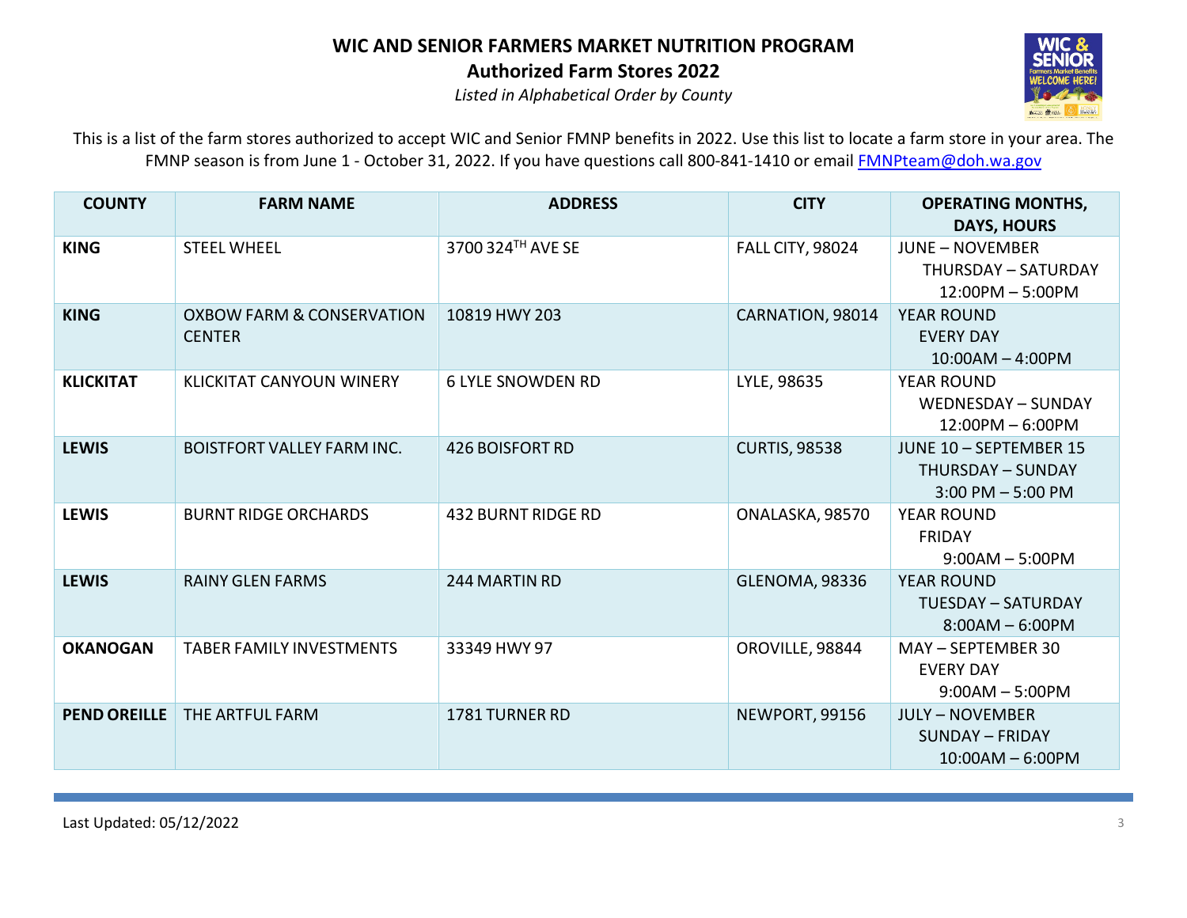# WIC AND SENIOR FARMERS MARKET NUTRITION PROGRAM

## Authorized Farm Stores 2022

*Listed in Alphabetical Order by County*

This is a list of the farm stores authorized to accept WIC and Senior FMNP benefits in 2022. Use this list to locate a farm store in your area. The FMNP season is from June 1 - October 31, 2022. If you have questions call 800-841-1410 or email FMNPteam@doh.wa.gov

| COUNTY | FARM NAME | ADDRESS | CITY | OPERATING MONTHS, DAYS, HOURS |
|---|---|---|---|---|
| **KING** | STEEL WHEEL | 3700 324TH AVE SE | FALL CITY, 98024 | JUNE – NOVEMBER<br>THURSDAY – SATURDAY<br>12:00PM – 5:00PM |
| **KING** | OXBOW FARM & CONSERVATION CENTER | 10819 HWY 203 | CARNATION, 98014 | YEAR ROUND<br>EVERY DAY<br>10:00AM – 4:00PM |
| **KLICKITAT** | KLICKITAT CANYOUN WINERY | 6 LYLE SNOWDEN RD | LYLE, 98635 | YEAR ROUND<br>WEDNESDAY – SUNDAY<br>12:00PM – 6:00PM |
| **LEWIS** | BOISTFORT VALLEY FARM INC. | 426 BOISFORT RD | CURTIS, 98538 | JUNE 10 – SEPTEMBER 15<br>THURSDAY – SUNDAY<br>3:00 PM – 5:00 PM |
| **LEWIS** | BURNT RIDGE ORCHARDS | 432 BURNT RIDGE RD | ONALASKA, 98570 | YEAR ROUND<br>FRIDAY<br>9:00AM – 5:00PM |
| **LEWIS** | RAINY GLEN FARMS | 244 MARTIN RD | GLENOMA, 98336 | YEAR ROUND<br>TUESDAY – SATURDAY<br>8:00AM – 6:00PM |
| **OKANOGAN** | TABER FAMILY INVESTMENTS | 33349 HWY 97 | OROVILLE, 98844 | MAY – SEPTEMBER 30<br>EVERY DAY<br>9:00AM – 5:00PM |
| **PEND OREILLE** | THE ARTFUL FARM | 1781 TURNER RD | NEWPORT, 99156 | JULY – NOVEMBER<br>SUNDAY – FRIDAY<br>10:00AM – 6:00PM |

Last Updated: 05/12/2022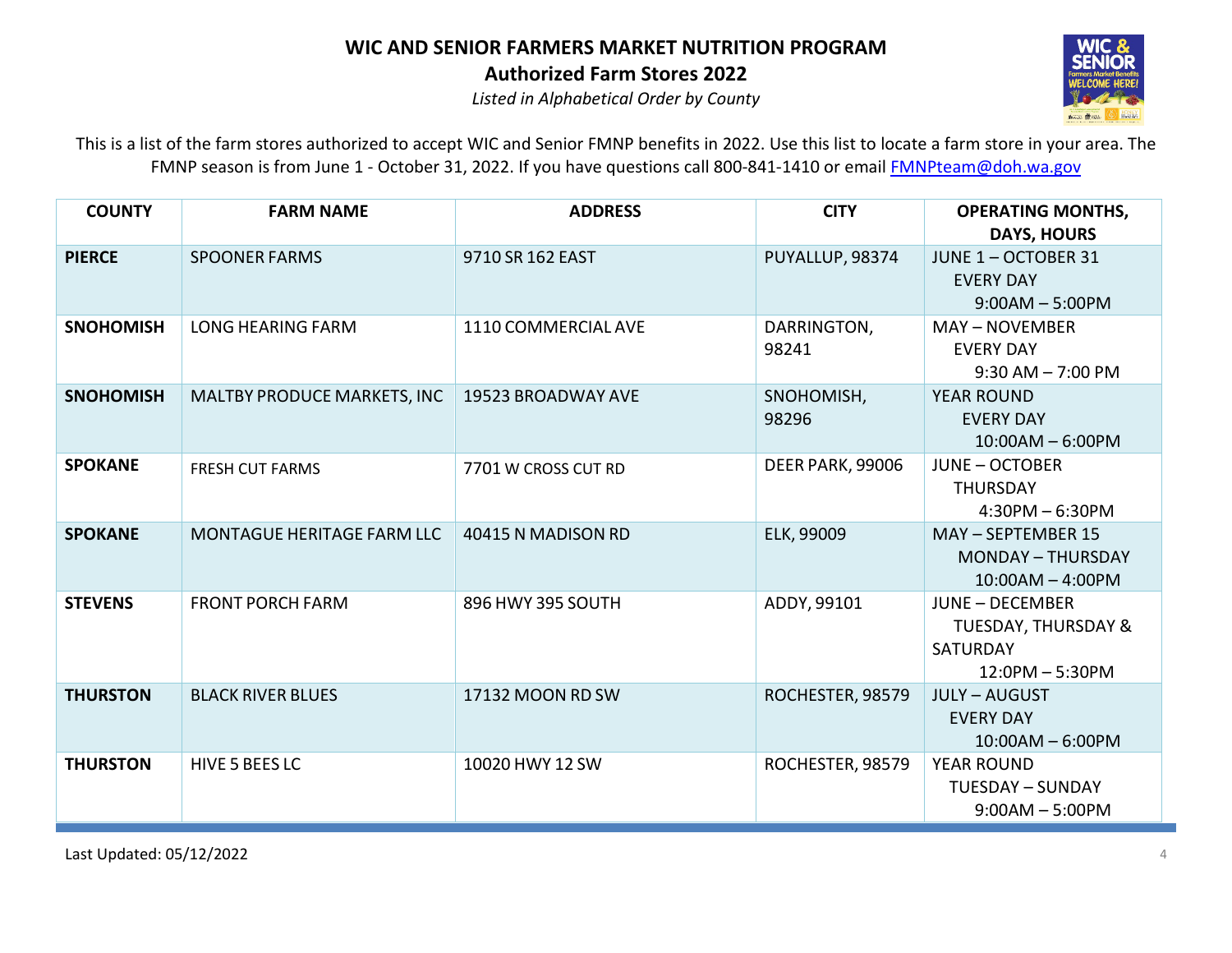# WIC AND SENIOR FARMERS MARKET NUTRITION PROGRAM

## Authorized Farm Stores 2022

*Listed in Alphabetical Order by County*

This is a list of the farm stores authorized to accept WIC and Senior FMNP benefits in 2022. Use this list to locate a farm store in your area. The FMNP season is from June 1 - October 31, 2022. If you have questions call 800-841-1410 or email FMNPteam@doh.wa.gov

| COUNTY | FARM NAME | ADDRESS | CITY | OPERATING MONTHS, DAYS, HOURS |
|---|---|---|---|---|
| **PIERCE** | SPOONER FARMS | 9710 SR 162 EAST | PUYALLUP, 98374 | JUNE 1 – OCTOBER 31<br>EVERY DAY<br>9:00AM – 5:00PM |
| **SNOHOMISH** | LONG HEARING FARM | 1110 COMMERCIAL AVE | DARRINGTON, 98241 | MAY – NOVEMBER<br>EVERY DAY<br>9:30 AM – 7:00 PM |
| **SNOHOMISH** | MALTBY PRODUCE MARKETS, INC | 19523 BROADWAY AVE | SNOHOMISH, 98296 | YEAR ROUND<br>EVERY DAY<br>10:00AM – 6:00PM |
| **SPOKANE** | FRESH CUT FARMS | 7701 W CROSS CUT RD | DEER PARK, 99006 | JUNE – OCTOBER<br>THURSDAY<br>4:30PM – 6:30PM |
| **SPOKANE** | MONTAGUE HERITAGE FARM LLC | 40415 N MADISON RD | ELK, 99009 | MAY – SEPTEMBER 15<br>MONDAY – THURSDAY<br>10:00AM – 4:00PM |
| **STEVENS** | FRONT PORCH FARM | 896 HWY 395 SOUTH | ADDY, 99101 | JUNE – DECEMBER<br>TUESDAY, THURSDAY & SATURDAY<br>12:0PM – 5:30PM |
| **THURSTON** | BLACK RIVER BLUES | 17132 MOON RD SW | ROCHESTER, 98579 | JULY – AUGUST<br>EVERY DAY<br>10:00AM – 6:00PM |
| **THURSTON** | HIVE 5 BEES LC | 10020 HWY 12 SW | ROCHESTER, 98579 | YEAR ROUND<br>TUESDAY – SUNDAY<br>9:00AM – 5:00PM |

Last Updated: 05/12/2022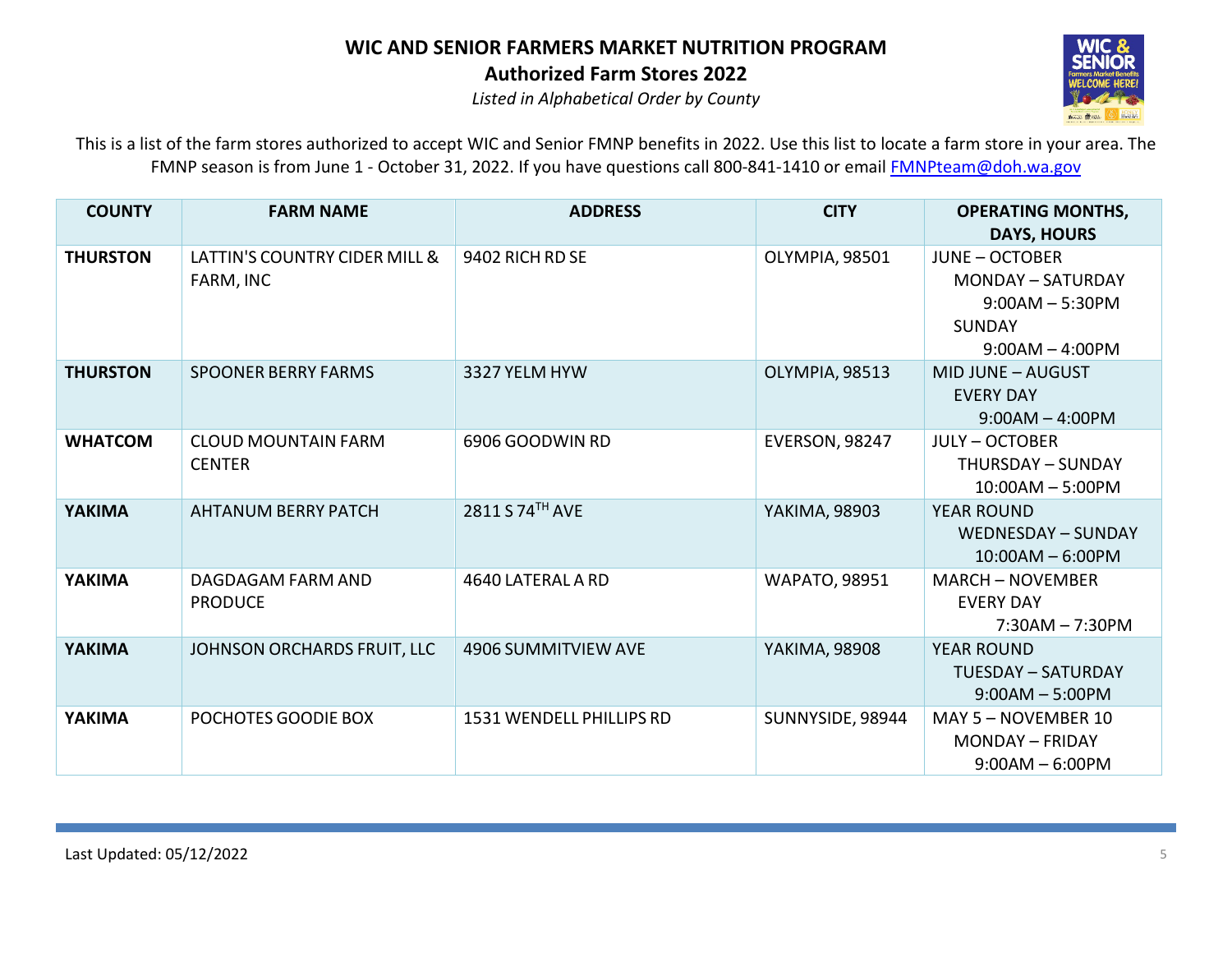# WIC AND SENIOR FARMERS MARKET NUTRITION PROGRAM

## Authorized Farm Stores 2022

*Listed in Alphabetical Order by County*

This is a list of the farm stores authorized to accept WIC and Senior FMNP benefits in 2022. Use this list to locate a farm store in your area. The FMNP season is from June 1 - October 31, 2022. If you have questions call 800-841-1410 or email FMNPteam@doh.wa.gov

| COUNTY | FARM NAME | ADDRESS | CITY | OPERATING MONTHS, DAYS, HOURS |
|---|---|---|---|---|
| **THURSTON** | LATTIN'S COUNTRY CIDER MILL & FARM, INC | 9402 RICH RD SE | OLYMPIA, 98501 | JUNE – OCTOBER<br>MONDAY – SATURDAY<br>9:00AM – 5:30PM<br>SUNDAY<br>9:00AM – 4:00PM |
| **THURSTON** | SPOONER BERRY FARMS | 3327 YELM HYW | OLYMPIA, 98513 | MID JUNE – AUGUST<br>EVERY DAY<br>9:00AM – 4:00PM |
| **WHATCOM** | CLOUD MOUNTAIN FARM CENTER | 6906 GOODWIN RD | EVERSON, 98247 | JULY – OCTOBER<br>THURSDAY – SUNDAY<br>10:00AM – 5:00PM |
| **YAKIMA** | AHTANUM BERRY PATCH | 2811 S 74TH AVE | YAKIMA, 98903 | YEAR ROUND<br>WEDNESDAY – SUNDAY<br>10:00AM – 6:00PM |
| **YAKIMA** | DAGDAGAM FARM AND PRODUCE | 4640 LATERAL A RD | WAPATO, 98951 | MARCH – NOVEMBER<br>EVERY DAY<br>7:30AM – 7:30PM |
| **YAKIMA** | JOHNSON ORCHARDS FRUIT, LLC | 4906 SUMMITVIEW AVE | YAKIMA, 98908 | YEAR ROUND<br>TUESDAY – SATURDAY<br>9:00AM – 5:00PM |
| **YAKIMA** | POCHOTES GOODIE BOX | 1531 WENDELL PHILLIPS RD | SUNNYSIDE, 98944 | MAY 5 – NOVEMBER 10<br>MONDAY – FRIDAY<br>9:00AM – 6:00PM |

Last Updated: 05/12/2022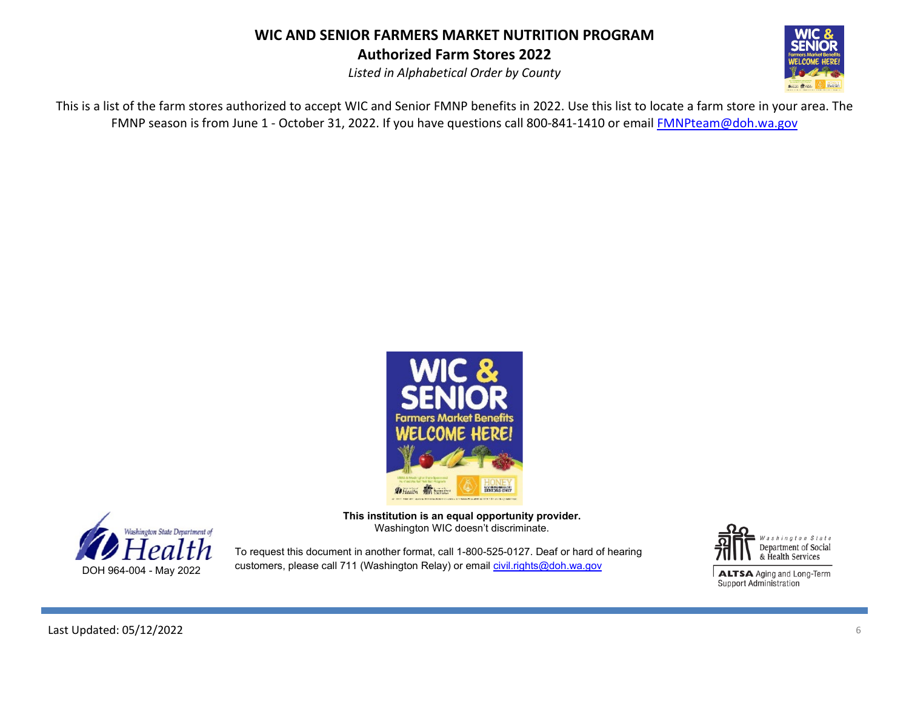# WIC AND SENIOR FARMERS MARKET NUTRITION PROGRAM

## Authorized Farm Stores 2022

*Listed in Alphabetical Order by County*

This is a list of the farm stores authorized to accept WIC and Senior FMNP benefits in 2022. Use this list to locate a farm store in your area. The FMNP season is from June 1 - October 31, 2022. If you have questions call 800-841-1410 or email FMNPteam@doh.wa.gov

**This institution is an equal opportunity provider.**
Washington WIC doesn't discriminate.

To request this document in another format, call 1-800-525-0127. Deaf or hard of hearing customers, please call 711 (Washington Relay) or email civil.rights@doh.wa.gov

DOH 964-004 - May 2022

Last Updated: 05/12/2022